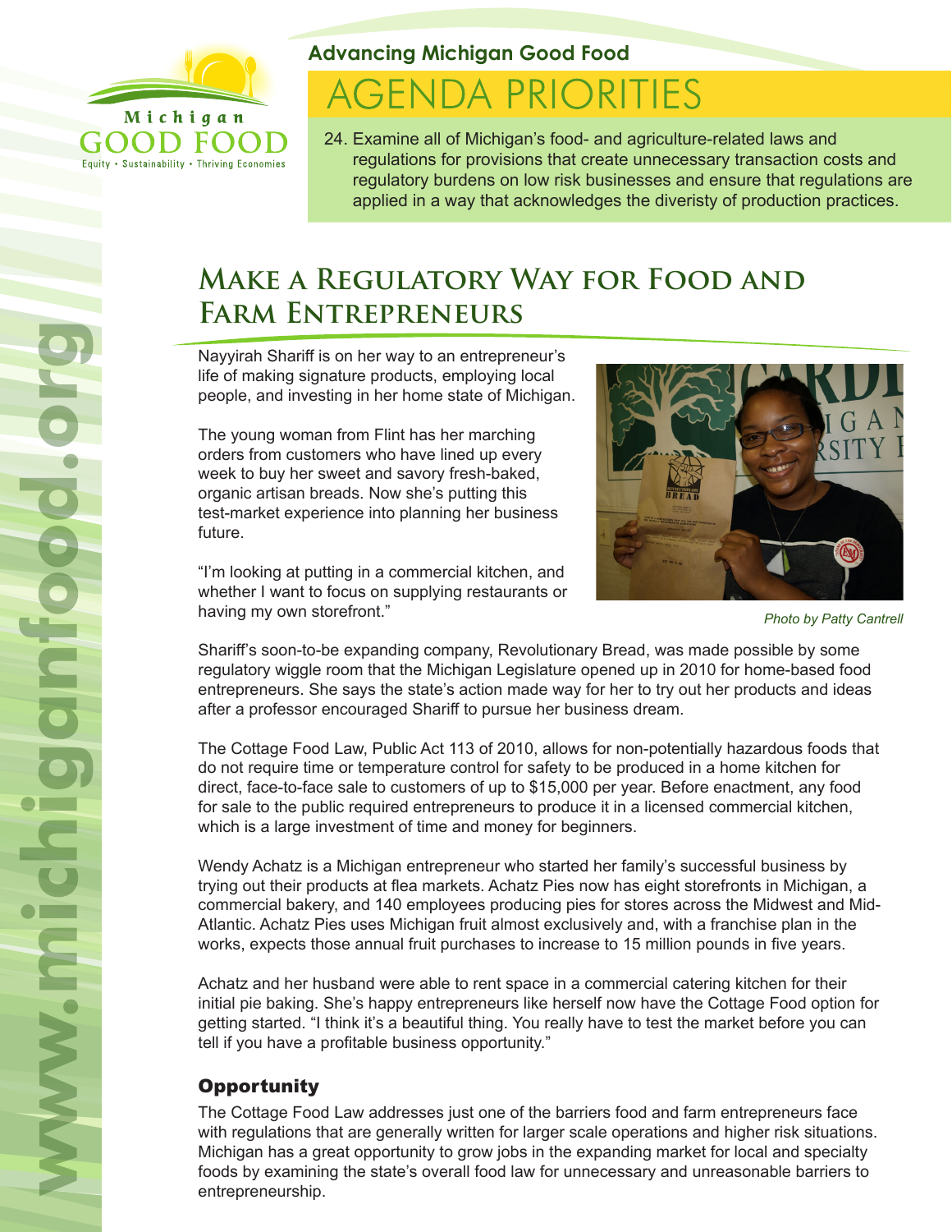Michigan GOOD FOOD

Equity • Sustainability • Thriving Economies

**Advancing Michigan Good Food**

# AGENDA PRIORITIES

24. Examine all of Michigan's food- and agriculture-related laws and regulations for provisions that create unnecessary transaction costs and regulatory burdens on low risk businesses and ensure that regulations are applied in a way that acknowledges the diveristy of production practices.

## Make a Regulatory Way for Food and Farm Entrepreneurs

Nayyirah Shariff is on her way to an entrepreneur's life of making signature products, employing local people, and investing in her home state of Michigan.

The young woman from Flint has her marching orders from customers who have lined up every week to buy her sweet and savory fresh-baked, organic artisan breads. Now she's putting this test-market experience into planning her business future.

"I'm looking at putting in a commercial kitchen, and whether I want to focus on supplying restaurants or having my own storefront."

*Photo by Patty Cantrell*

Shariff's soon-to-be expanding company, Revolutionary Bread, was made possible by some regulatory wiggle room that the Michigan Legislature opened up in 2010 for home-based food entrepreneurs. She says the state's action made way for her to try out her products and ideas after a professor encouraged Shariff to pursue her business dream.

The Cottage Food Law, Public Act 113 of 2010, allows for non-potentially hazardous foods that do not require time or temperature control for safety to be produced in a home kitchen for direct, face-to-face sale to customers of up to $15,000 per year. Before enactment, any food for sale to the public required entrepreneurs to produce it in a licensed commercial kitchen, which is a large investment of time and money for beginners.

Wendy Achatz is a Michigan entrepreneur who started her family's successful business by trying out their products at flea markets. Achatz Pies now has eight storefronts in Michigan, a commercial bakery, and 140 employees producing pies for stores across the Midwest and Mid-Atlantic. Achatz Pies uses Michigan fruit almost exclusively and, with a franchise plan in the works, expects those annual fruit purchases to increase to 15 million pounds in five years.

Achatz and her husband were able to rent space in a commercial catering kitchen for their initial pie baking. She's happy entrepreneurs like herself now have the Cottage Food option for getting started. "I think it's a beautiful thing. You really have to test the market before you can tell if you have a profitable business opportunity."

### Opportunity

The Cottage Food Law addresses just one of the barriers food and farm entrepreneurs face with regulations that are generally written for larger scale operations and higher risk situations. Michigan has a great opportunity to grow jobs in the expanding market for local and specialty foods by examining the state's overall food law for unnecessary and unreasonable barriers to entrepreneurship.

www.michiganfood.org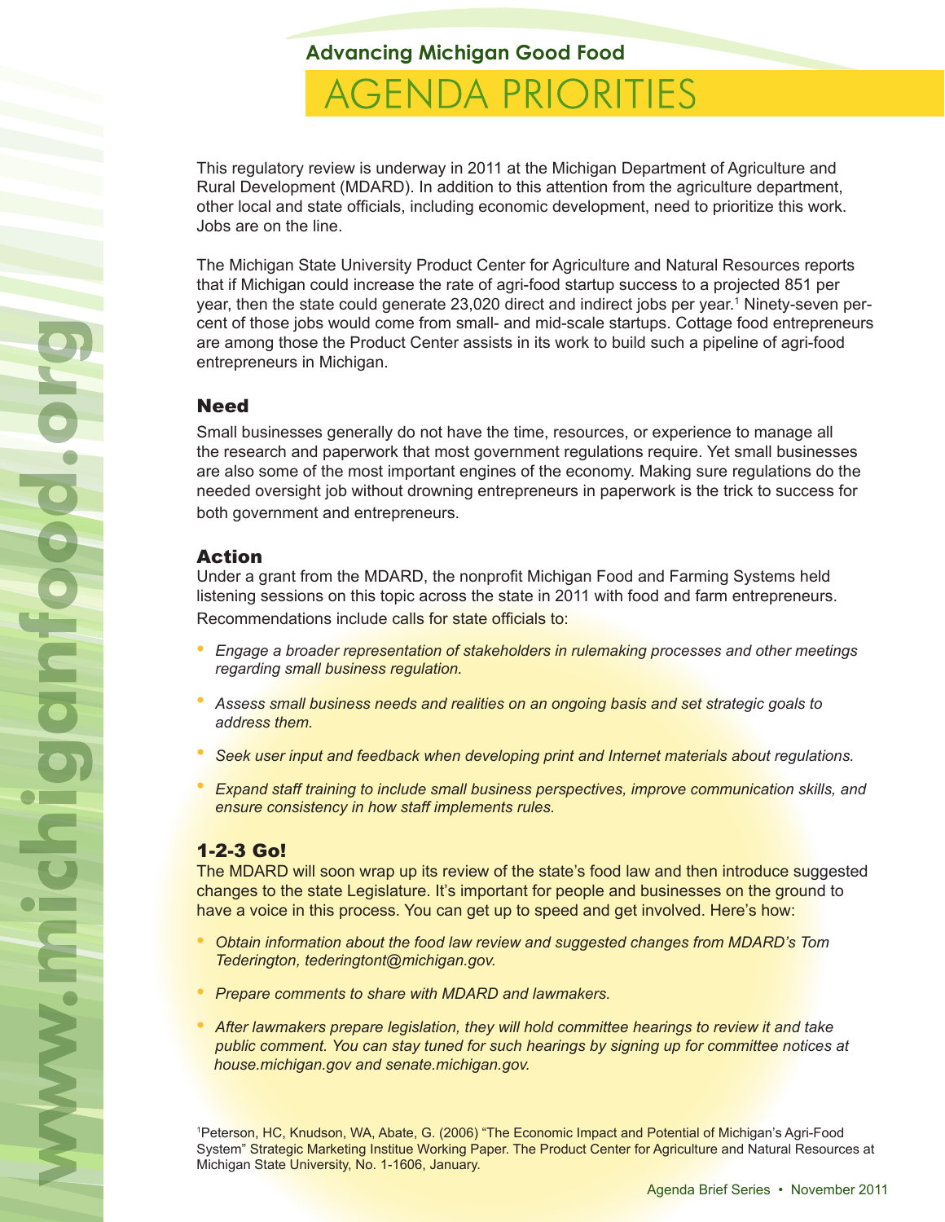## Advancing Michigan Good Food

# AGENDA PRIORITIES

This regulatory review is underway in 2011 at the Michigan Department of Agriculture and Rural Development (MDARD). In addition to this attention from the agriculture department, other local and state officials, including economic development, need to prioritize this work. Jobs are on the line.

The Michigan State University Product Center for Agriculture and Natural Resources reports that if Michigan could increase the rate of agri-food startup success to a projected 851 per year, then the state could generate 23,020 direct and indirect jobs per year.[1] Ninety-seven percent of those jobs would come from small- and mid-scale startups. Cottage food entrepreneurs are among those the Product Center assists in its work to build such a pipeline of agri-food entrepreneurs in Michigan.

### Need

Small businesses generally do not have the time, resources, or experience to manage all the research and paperwork that most government regulations require. Yet small businesses are also some of the most important engines of the economy. Making sure regulations do the needed oversight job without drowning entrepreneurs in paperwork is the trick to success for both government and entrepreneurs.

### Action

Under a grant from the MDARD, the nonprofit Michigan Food and Farming Systems held listening sessions on this topic across the state in 2011 with food and farm entrepreneurs. Recommendations include calls for state officials to:

- *Engage a broader representation of stakeholders in rulemaking processes and other meetings regarding small business regulation.*
- *Assess small business needs and realities on an ongoing basis and set strategic goals to address them.*
- *Seek user input and feedback when developing print and Internet materials about regulations.*
- *Expand staff training to include small business perspectives, improve communication skills, and ensure consistency in how staff implements rules.*

### 1-2-3 Go!

The MDARD will soon wrap up its review of the state's food law and then introduce suggested changes to the state Legislature. It's important for people and businesses on the ground to have a voice in this process. You can get up to speed and get involved. Here's how:

- *Obtain information about the food law review and suggested changes from MDARD's Tom Tederington, tederingtont@michigan.gov.*
- *Prepare comments to share with MDARD and lawmakers.*
- *After lawmakers prepare legislation, they will hold committee hearings to review it and take public comment. You can stay tuned for such hearings by signing up for committee notices at house.michigan.gov and senate.michigan.gov.*

[1]Peterson, HC, Knudson, WA, Abate, G. (2006) "The Economic Impact and Potential of Michigan's Agri-Food System" Strategic Marketing Institue Working Paper. The Product Center for Agriculture and Natural Resources at Michigan State University, No. 1-1606, January.

www.michiganfood.org

Agenda Brief Series • November 2011